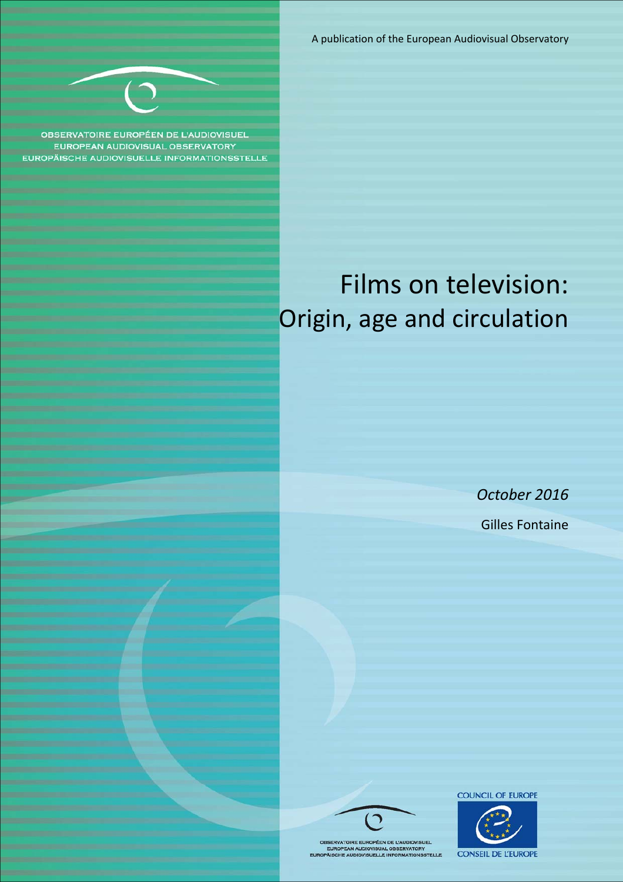A publication of the European Audiovisual Observatory

OBSERVATOIRE EUROPÉEN DE L'AUDIOVISUEL
EUROPEAN AUDIOVISUAL OBSERVATORY
EUROPÄISCHE AUDIOVISUELLE INFORMATIONSSTELLE

# Films on television: Origin, age and circulation

*October 2016*

Gilles Fontaine

OBSERVATOIRE EUROPÉEN DE L'AUDIOVISUEL
EUROPEAN AUDIOVISUAL OBSERVATORY
EUROPÄISCHE AUDIOVISUELLE INFORMATIONSSTELLE

COUNCIL OF EUROPE

CONSEIL DE L'EUROPE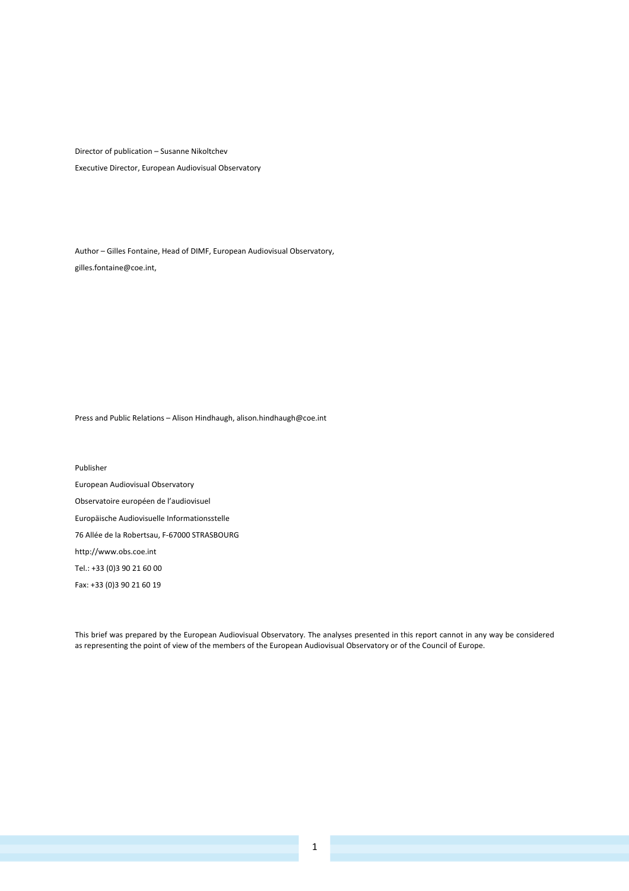Director of publication – Susanne Nikoltchev

Executive Director, European Audiovisual Observatory

Author – Gilles Fontaine, Head of DIMF, European Audiovisual Observatory,

gilles.fontaine@coe.int,

Press and Public Relations – Alison Hindhaugh, alison.hindhaugh@coe.int

Publisher

European Audiovisual Observatory

Observatoire européen de l'audiovisuel

Europäische Audiovisuelle Informationsstelle

76 Allée de la Robertsau, F-67000 STRASBOURG

http://www.obs.coe.int

Tel.: +33 (0)3 90 21 60 00

Fax: +33 (0)3 90 21 60 19

This brief was prepared by the European Audiovisual Observatory. The analyses presented in this report cannot in any way be considered as representing the point of view of the members of the European Audiovisual Observatory or of the Council of Europe.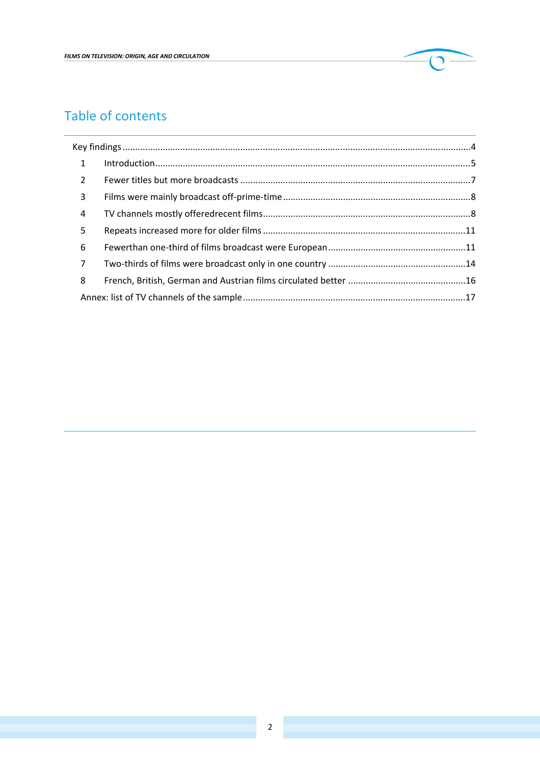# Table of contents

Key findings ....................................................................................................................................4

1 Introduction ....................................................................................................................................5

2 Fewer titles but more broadcasts ..................................................................................................7

3 Films were mainly broadcast off-prime-time ................................................................................8

4 TV channels mostly offeredrecent films .........................................................................................8

5 Repeats increased more for older films .......................................................................................11

6 Fewerthan one-third of films broadcast were European ............................................................11

7 Two-thirds of films were broadcast only in one country ............................................................14

8 French, British, German and Austrian films circulated better ....................................................16

Annex: list of TV channels of the sample .........................................................................................17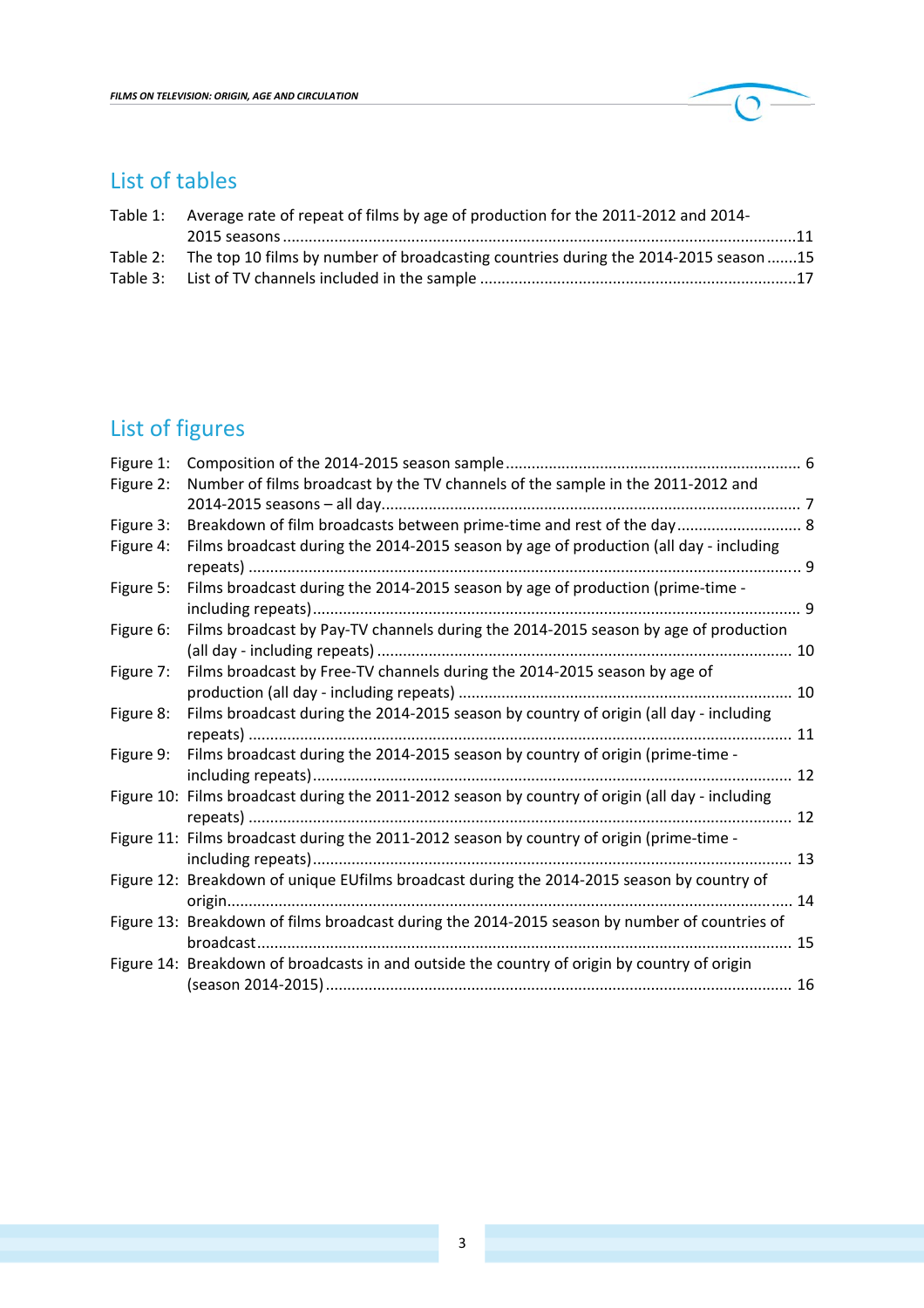## List of tables

Table 1: Average rate of repeat of films by age of production for the 2011-2012 and 2014-2015 seasons ....11
Table 2: The top 10 films by number of broadcasting countries during the 2014-2015 season ....15
Table 3: List of TV channels included in the sample ....17

## List of figures

Figure 1: Composition of the 2014-2015 season sample .... 6
Figure 2: Number of films broadcast by the TV channels of the sample in the 2011-2012 and 2014-2015 seasons – all day.... 7
Figure 3: Breakdown of film broadcasts between prime-time and rest of the day .... 8
Figure 4: Films broadcast during the 2014-2015 season by age of production (all day - including repeats) .... 9
Figure 5: Films broadcast during the 2014-2015 season by age of production (prime-time - including repeats).... 9
Figure 6: Films broadcast by Pay-TV channels during the 2014-2015 season by age of production (all day - including repeats) .... 10
Figure 7: Films broadcast by Free-TV channels during the 2014-2015 season by age of production (all day - including repeats) .... 10
Figure 8: Films broadcast during the 2014-2015 season by country of origin (all day - including repeats) .... 11
Figure 9: Films broadcast during the 2014-2015 season by country of origin (prime-time - including repeats).... 12
Figure 10: Films broadcast during the 2011-2012 season by country of origin (all day - including repeats) .... 12
Figure 11: Films broadcast during the 2011-2012 season by country of origin (prime-time - including repeats).... 13
Figure 12: Breakdown of unique EUfilms broadcast during the 2014-2015 season by country of origin.... 14
Figure 13: Breakdown of films broadcast during the 2014-2015 season by number of countries of broadcast.... 15
Figure 14: Breakdown of broadcasts in and outside the country of origin by country of origin (season 2014-2015) .... 16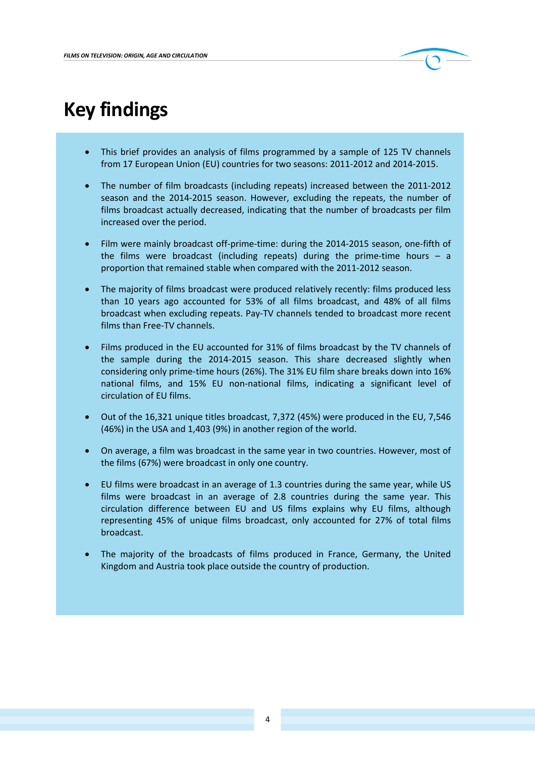# Key findings

- This brief provides an analysis of films programmed by a sample of 125 TV channels from 17 European Union (EU) countries for two seasons: 2011-2012 and 2014-2015.
- The number of film broadcasts (including repeats) increased between the 2011-2012 season and the 2014-2015 season. However, excluding the repeats, the number of films broadcast actually decreased, indicating that the number of broadcasts per film increased over the period.
- Film were mainly broadcast off-prime-time: during the 2014-2015 season, one-fifth of the films were broadcast (including repeats) during the prime-time hours – a proportion that remained stable when compared with the 2011-2012 season.
- The majority of films broadcast were produced relatively recently: films produced less than 10 years ago accounted for 53% of all films broadcast, and 48% of all films broadcast when excluding repeats. Pay-TV channels tended to broadcast more recent films than Free-TV channels.
- Films produced in the EU accounted for 31% of films broadcast by the TV channels of the sample during the 2014-2015 season. This share decreased slightly when considering only prime-time hours (26%). The 31% EU film share breaks down into 16% national films, and 15% EU non-national films, indicating a significant level of circulation of EU films.
- Out of the 16,321 unique titles broadcast, 7,372 (45%) were produced in the EU, 7,546 (46%) in the USA and 1,403 (9%) in another region of the world.
- On average, a film was broadcast in the same year in two countries. However, most of the films (67%) were broadcast in only one country.
- EU films were broadcast in an average of 1.3 countries during the same year, while US films were broadcast in an average of 2.8 countries during the same year. This circulation difference between EU and US films explains why EU films, although representing 45% of unique films broadcast, only accounted for 27% of total films broadcast.
- The majority of the broadcasts of films produced in France, Germany, the United Kingdom and Austria took place outside the country of production.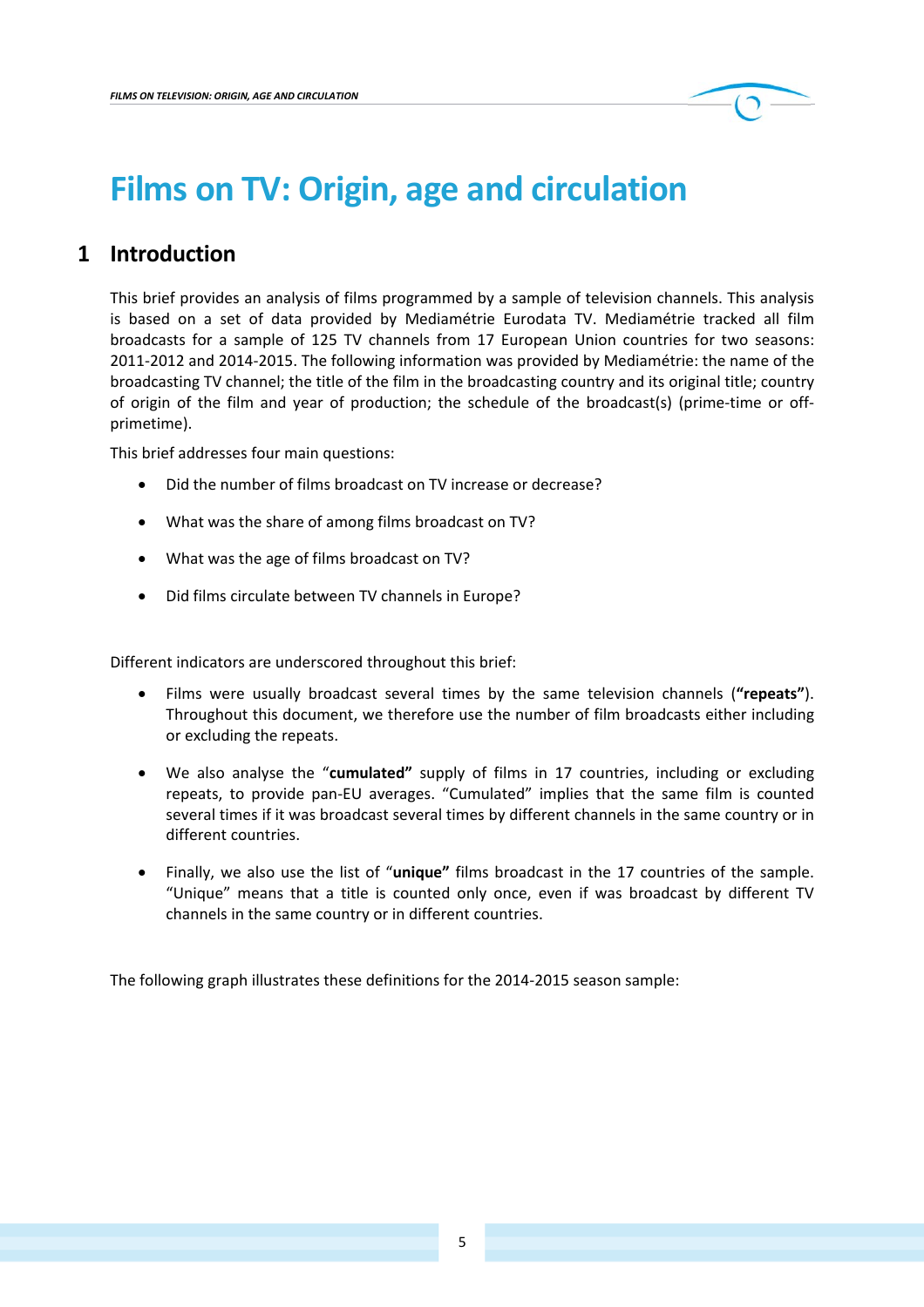# Films on TV: Origin, age and circulation

## 1 Introduction

This brief provides an analysis of films programmed by a sample of television channels. This analysis is based on a set of data provided by Mediamétrie Eurodata TV. Mediamétrie tracked all film broadcasts for a sample of 125 TV channels from 17 European Union countries for two seasons: 2011-2012 and 2014-2015. The following information was provided by Mediamétrie: the name of the broadcasting TV channel; the title of the film in the broadcasting country and its original title; country of origin of the film and year of production; the schedule of the broadcast(s) (prime-time or off-primetime).

This brief addresses four main questions:

- Did the number of films broadcast on TV increase or decrease?
- What was the share of among films broadcast on TV?
- What was the age of films broadcast on TV?
- Did films circulate between TV channels in Europe?

Different indicators are underscored throughout this brief:

- Films were usually broadcast several times by the same television channels (**"repeats"**). Throughout this document, we therefore use the number of film broadcasts either including or excluding the repeats.
- We also analyse the "**cumulated"** supply of films in 17 countries, including or excluding repeats, to provide pan-EU averages. "Cumulated" implies that the same film is counted several times if it was broadcast several times by different channels in the same country or in different countries.
- Finally, we also use the list of "**unique"** films broadcast in the 17 countries of the sample. "Unique" means that a title is counted only once, even if was broadcast by different TV channels in the same country or in different countries.

The following graph illustrates these definitions for the 2014-2015 season sample: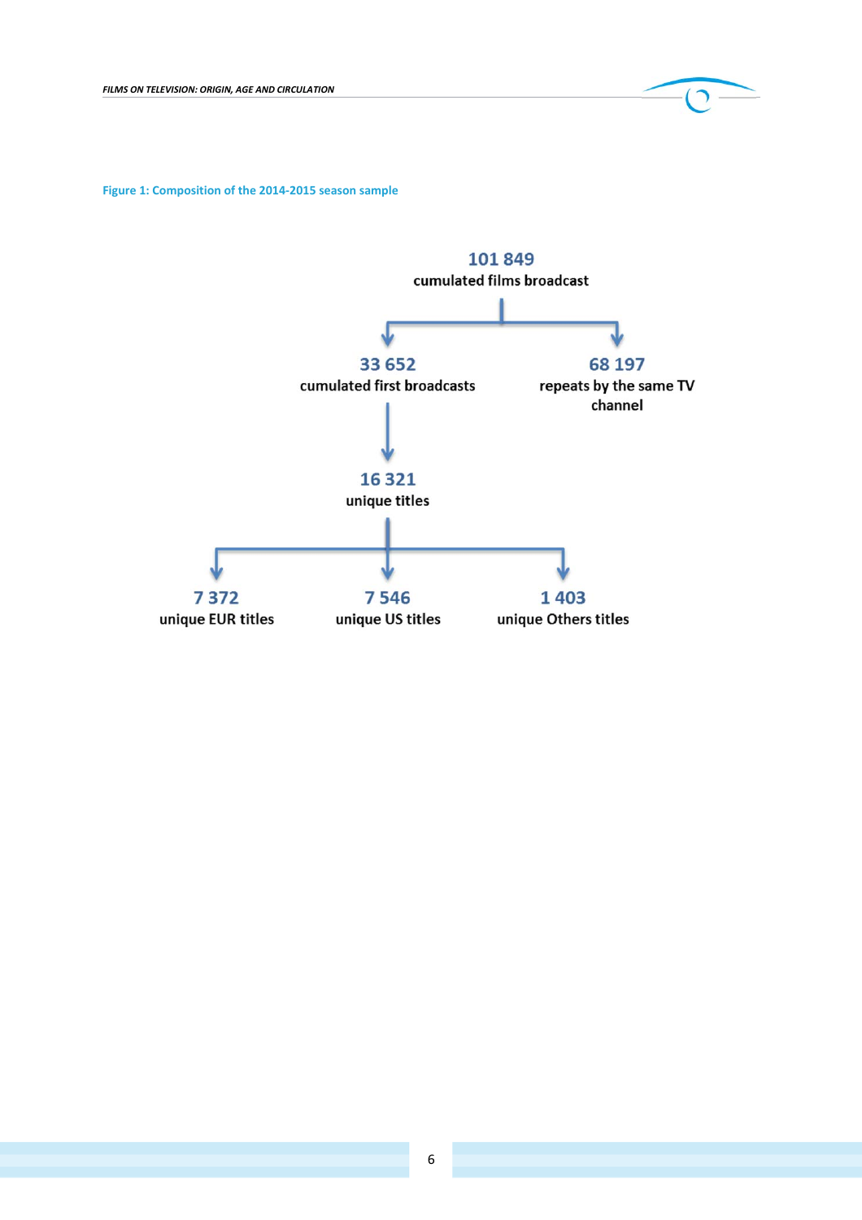Figure 1: Composition of the 2014-2015 season sample

**101 849**
cumulated films broadcast

**33 652**
cumulated first broadcasts

**68 197**
repeats by the same TV channel

**16 321**
unique titles

**7 372**
unique EUR titles

**7 546**
unique US titles

**1 403**
unique Others titles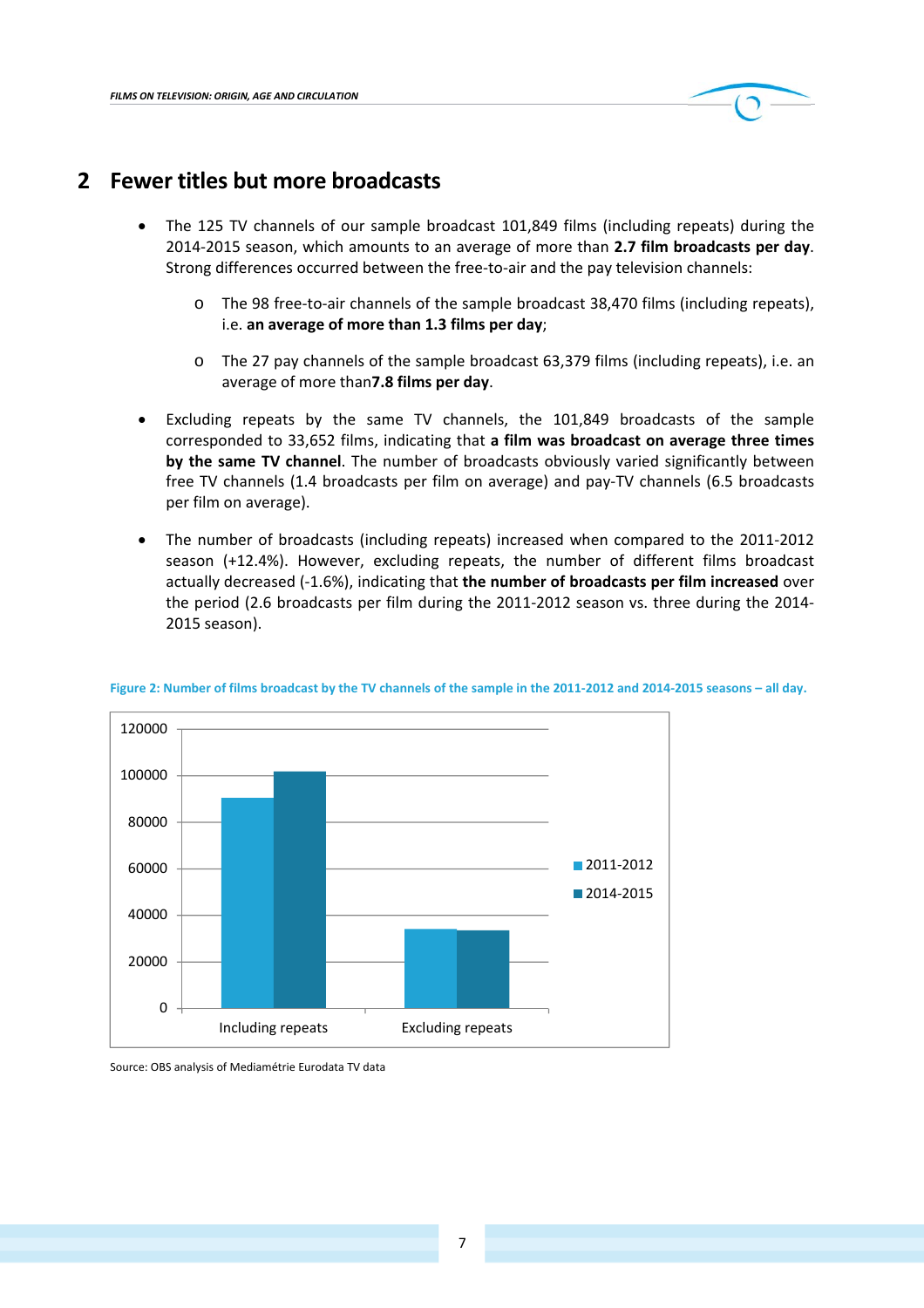## 2 Fewer titles but more broadcasts

- The 125 TV channels of our sample broadcast 101,849 films (including repeats) during the 2014-2015 season, which amounts to an average of more than **2.7 film broadcasts per day**. Strong differences occurred between the free-to-air and the pay television channels:
    - The 98 free-to-air channels of the sample broadcast 38,470 films (including repeats), i.e. **an average of more than 1.3 films per day**;
    - The 27 pay channels of the sample broadcast 63,379 films (including repeats), i.e. an average of more than**7.8 films per day**.
- Excluding repeats by the same TV channels, the 101,849 broadcasts of the sample corresponded to 33,652 films, indicating that **a film was broadcast on average three times by the same TV channel**. The number of broadcasts obviously varied significantly between free TV channels (1.4 broadcasts per film on average) and pay-TV channels (6.5 broadcasts per film on average).
- The number of broadcasts (including repeats) increased when compared to the 2011-2012 season (+12.4%). However, excluding repeats, the number of different films broadcast actually decreased (-1.6%), indicating that **the number of broadcasts per film increased** over the period (2.6 broadcasts per film during the 2011-2012 season vs. three during the 2014-2015 season).

**Figure 2: Number of films broadcast by the TV channels of the sample in the 2011-2012 and 2014-2015 seasons – all day.**

Source: OBS analysis of Mediamétrie Eurodata TV data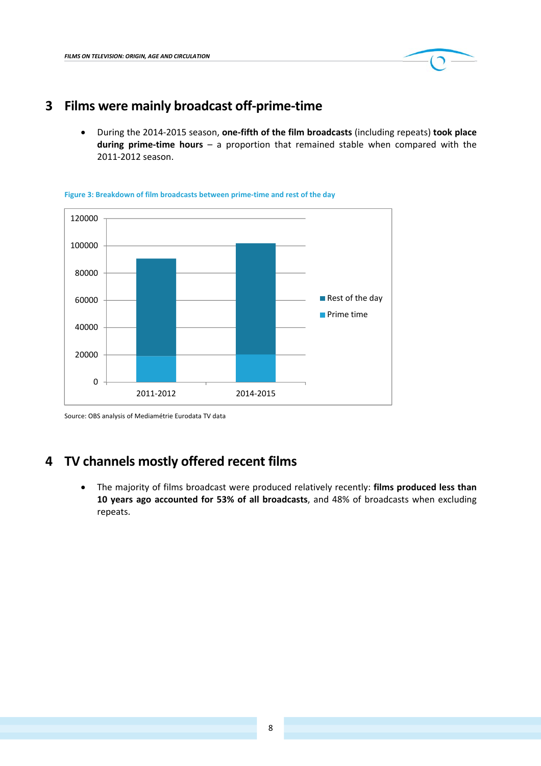## 3 Films were mainly broadcast off-prime-time

- During the 2014-2015 season, **one-fifth of the film broadcasts** (including repeats) **took place during prime-time hours** – a proportion that remained stable when compared with the 2011-2012 season.

Figure 3: Breakdown of film broadcasts between prime-time and rest of the day

Source: OBS analysis of Médiamétrie Eurodata TV data

## 4 TV channels mostly offered recent films

- The majority of films broadcast were produced relatively recently: **films produced less than 10 years ago accounted for 53% of all broadcasts**, and 48% of broadcasts when excluding repeats.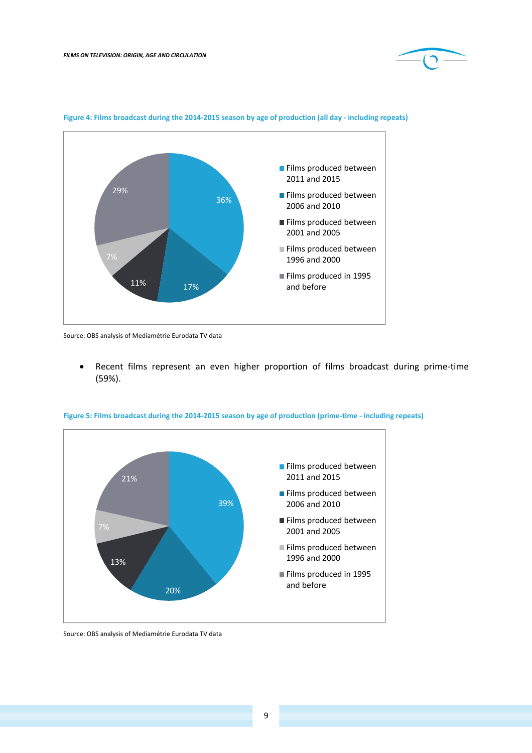**Figure 4: Films broadcast during the 2014-2015 season by age of production (all day - including repeats)**

| Age of production | Share |
|---|---|
| Films produced between 2011 and 2015 | 36% |
| Films produced between 2006 and 2010 | 17% |
| Films produced between 2001 and 2005 | 11% |
| Films produced between 1996 and 2000 | 7% |
| Films produced in 1995 and before | 29% |

Source: OBS analysis of Mediamétrie Eurodata TV data

- Recent films represent an even higher proportion of films broadcast during prime-time (59%).

**Figure 5: Films broadcast during the 2014-2015 season by age of production (prime-time - including repeats)**

| Age of production | Share |
|---|---|
| Films produced between 2011 and 2015 | 39% |
| Films produced between 2006 and 2010 | 20% |
| Films produced between 2001 and 2005 | 13% |
| Films produced between 1996 and 2000 | 7% |
| Films produced in 1995 and before | 21% |

Source: OBS analysis of Mediamétrie Eurodata TV data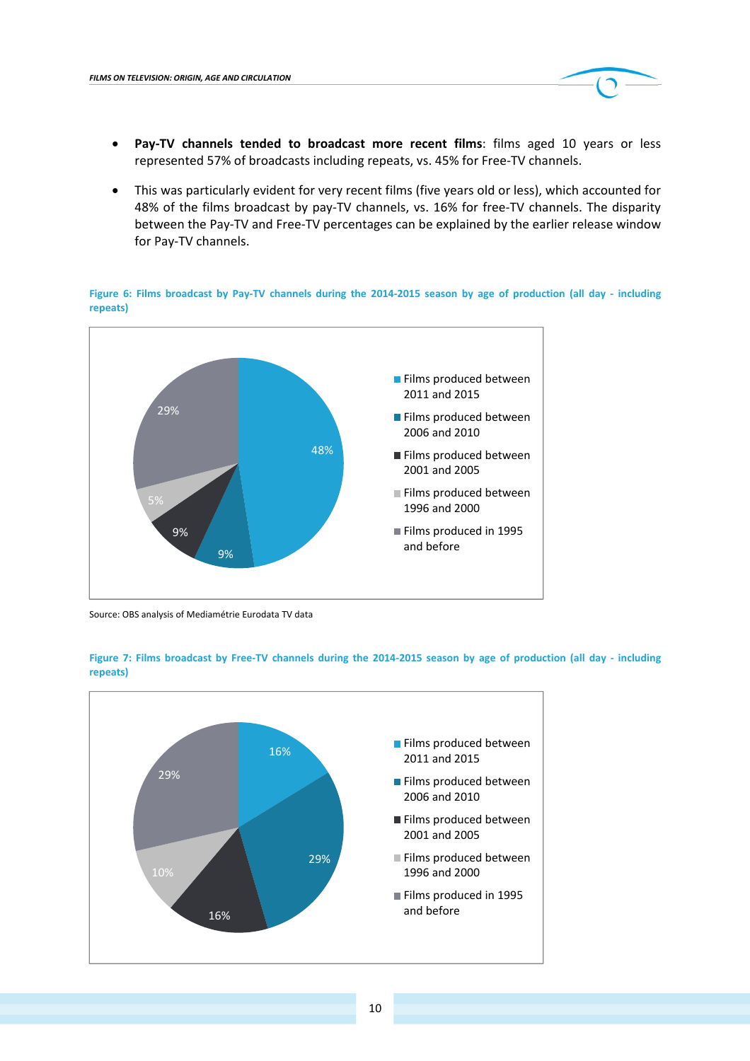- **Pay-TV channels tended to broadcast more recent films**: films aged 10 years or less represented 57% of broadcasts including repeats, vs. 45% for Free-TV channels.
- This was particularly evident for very recent films (five years old or less), which accounted for 48% of the films broadcast by pay-TV channels, vs. 16% for free-TV channels. The disparity between the Pay-TV and Free-TV percentages can be explained by the earlier release window for Pay-TV channels.

**Figure 6: Films broadcast by Pay-TV channels during the 2014-2015 season by age of production (all day - including repeats)**

| Age of production | Share |
|---|---|
| Films produced between 2011 and 2015 | 48% |
| Films produced between 2006 and 2010 | 9% |
| Films produced between 2001 and 2005 | 9% |
| Films produced between 1996 and 2000 | 5% |
| Films produced in 1995 and before | 29% |

Source: OBS analysis of Mediamétrie Eurodata TV data

**Figure 7: Films broadcast by Free-TV channels during the 2014-2015 season by age of production (all day - including repeats)**

| Age of production | Share |
|---|---|
| Films produced between 2011 and 2015 | 16% |
| Films produced between 2006 and 2010 | 29% |
| Films produced between 2001 and 2005 | 16% |
| Films produced between 1996 and 2000 | 10% |
| Films produced in 1995 and before | 29% |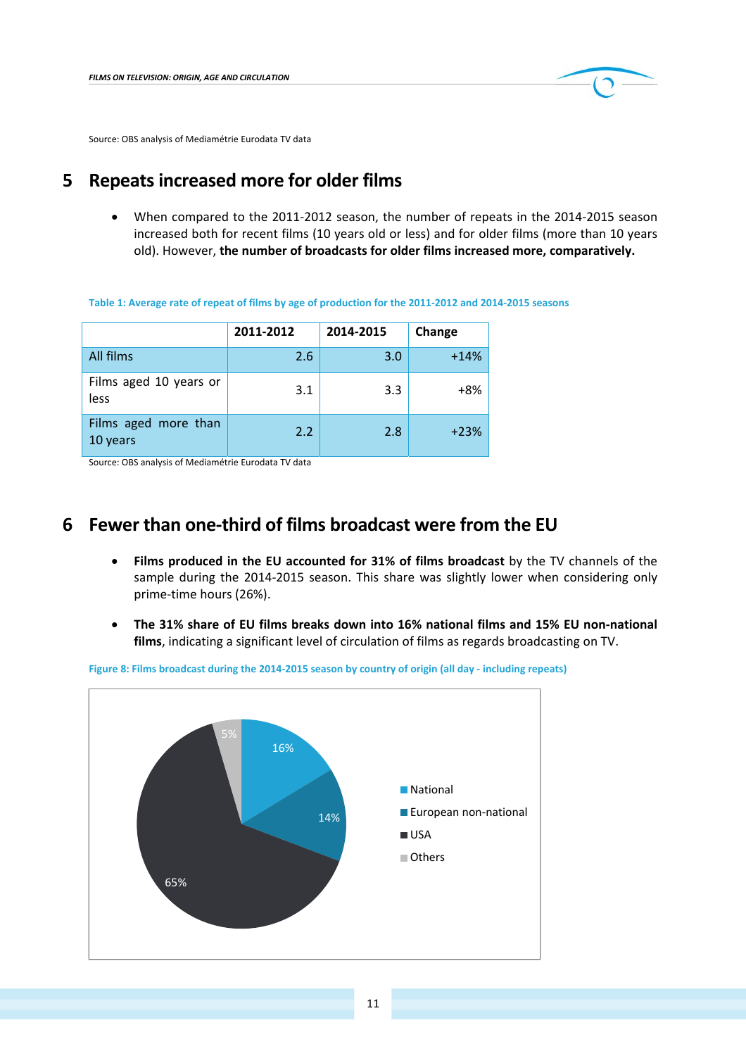Source: OBS analysis of Mediamétrie Eurodata TV data

## 5 Repeats increased more for older films

- When compared to the 2011-2012 season, the number of repeats in the 2014-2015 season increased both for recent films (10 years old or less) and for older films (more than 10 years old). However, **the number of broadcasts for older films increased more, comparatively.**

Table 1: Average rate of repeat of films by age of production for the 2011-2012 and 2014-2015 seasons

| | 2011-2012 | 2014-2015 | Change |
|---|---|---|---|
| All films | 2.6 | 3.0 | +14% |
| Films aged 10 years or less | 3.1 | 3.3 | +8% |
| Films aged more than 10 years | 2.2 | 2.8 | +23% |

Source: OBS analysis of Mediamétrie Eurodata TV data

## 6 Fewer than one-third of films broadcast were from the EU

- **Films produced in the EU accounted for 31% of films broadcast** by the TV channels of the sample during the 2014-2015 season. This share was slightly lower when considering only prime-time hours (26%).
- **The 31% share of EU films breaks down into 16% national films and 15% EU non-national films**, indicating a significant level of circulation of films as regards broadcasting on TV.

Figure 8: Films broadcast during the 2014-2015 season by country of origin (all day - including repeats)

| Origin | Share |
|---|---|
| National | 16% |
| European non-national | 14% |
| USA | 65% |
| Others | 5% |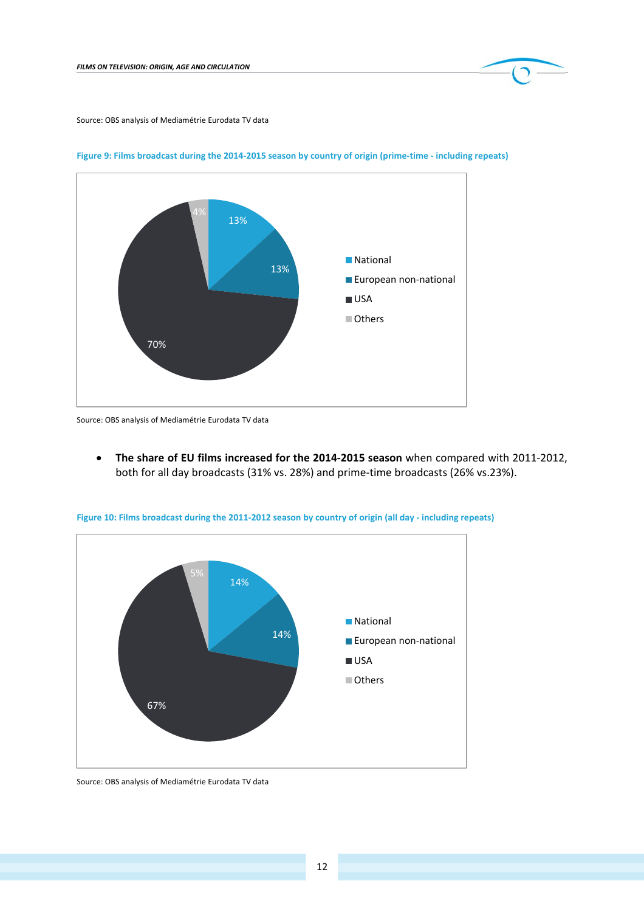Source: OBS analysis of Mediamétrie Eurodata TV data

**Figure 9: Films broadcast during the 2014-2015 season by country of origin (prime-time - including repeats)**

| Country of origin | Share |
| --- | --- |
| National | 13% |
| European non-national | 13% |
| USA | 70% |
| Others | 4% |

Source: OBS analysis of Mediamétrie Eurodata TV data

- **The share of EU films increased for the 2014-2015 season** when compared with 2011-2012, both for all day broadcasts (31% vs. 28%) and prime-time broadcasts (26% vs.23%).

**Figure 10: Films broadcast during the 2011-2012 season by country of origin (all day - including repeats)**

| Country of origin | Share |
| --- | --- |
| National | 14% |
| European non-national | 14% |
| USA | 67% |
| Others | 5% |

Source: OBS analysis of Mediamétrie Eurodata TV data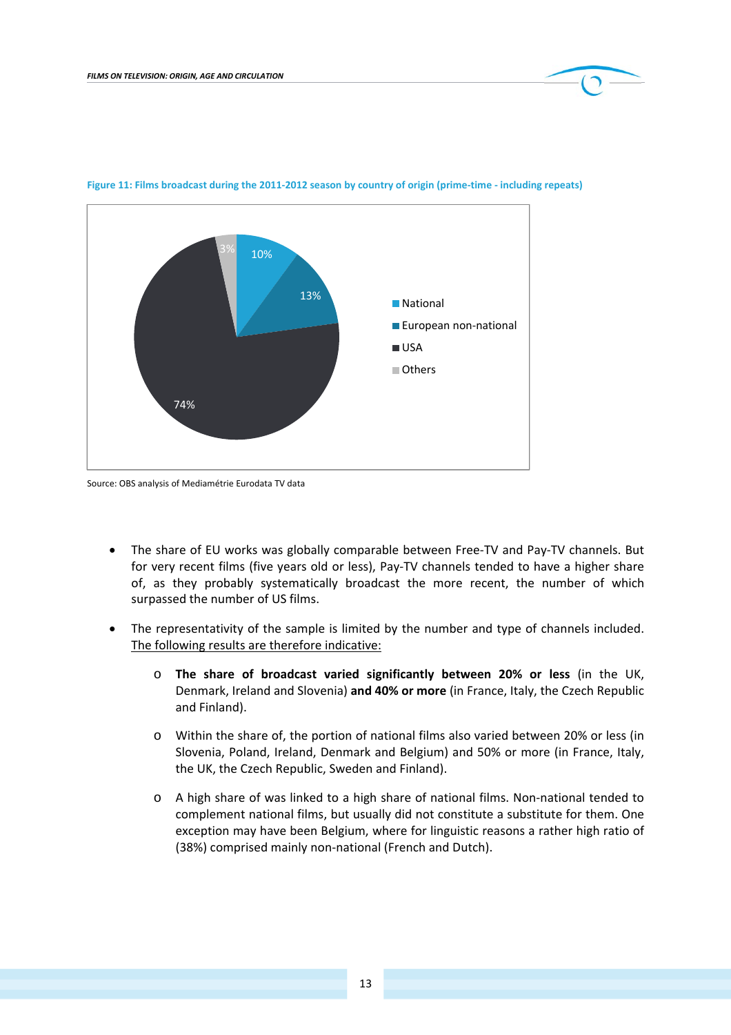**Figure 11: Films broadcast during the 2011-2012 season by country of origin (prime-time - including repeats)**

| Country of origin | Share |
|---|---|
| National | 10% |
| European non-national | 13% |
| USA | 74% |
| Others | 3% |

Source: OBS analysis of Mediamétrie Eurodata TV data

- The share of EU works was globally comparable between Free-TV and Pay-TV channels. But for very recent films (five years old or less), Pay-TV channels tended to have a higher share of, as they probably systematically broadcast the more recent, the number of which surpassed the number of US films.

- The representativity of the sample is limited by the number and type of channels included. The following results are therefore indicative:

  - **The share of broadcast varied significantly between 20% or less** (in the UK, Denmark, Ireland and Slovenia) **and 40% or more** (in France, Italy, the Czech Republic and Finland).

  - Within the share of, the portion of national films also varied between 20% or less (in Slovenia, Poland, Ireland, Denmark and Belgium) and 50% or more (in France, Italy, the UK, the Czech Republic, Sweden and Finland).

  - A high share of was linked to a high share of national films. Non-national tended to complement national films, but usually did not constitute a substitute for them. One exception may have been Belgium, where for linguistic reasons a rather high ratio of (38%) comprised mainly non-national (French and Dutch).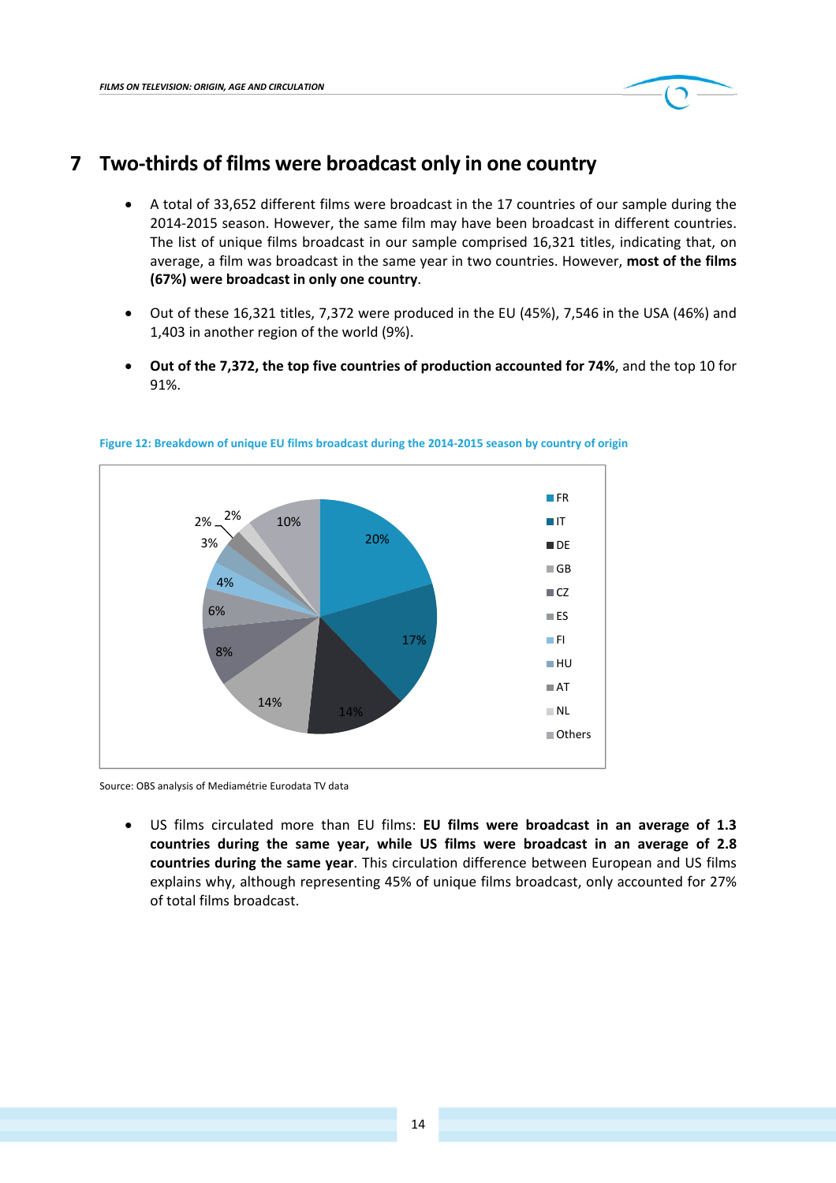# 7 Two-thirds of films were broadcast only in one country

- A total of 33,652 different films were broadcast in the 17 countries of our sample during the 2014-2015 season. However, the same film may have been broadcast in different countries. The list of unique films broadcast in our sample comprised 16,321 titles, indicating that, on average, a film was broadcast in the same year in two countries. However, **most of the films (67%) were broadcast in only one country**.
- Out of these 16,321 titles, 7,372 were produced in the EU (45%), 7,546 in the USA (46%) and 1,403 in another region of the world (9%).
- **Out of the 7,372, the top five countries of production accounted for 74%**, and the top 10 for 91%.

Figure 12: Breakdown of unique EU films broadcast during the 2014-2015 season by country of origin

| Country | Share |
|---|---|
| FR | 20% |
| IT | 17% |
| DE | 14% |
| GB | 14% |
| CZ | 8% |
| ES | 6% |
| FI | 4% |
| HU | 3% |
| AT | 2% |
| NL | 2% |
| Others | 10% |

Source: OBS analysis of Mediamétrie Eurodata TV data

- US films circulated more than EU films: **EU films were broadcast in an average of 1.3 countries during the same year, while US films were broadcast in an average of 2.8 countries during the same year**. This circulation difference between European and US films explains why, although representing 45% of unique films broadcast, only accounted for 27% of total films broadcast.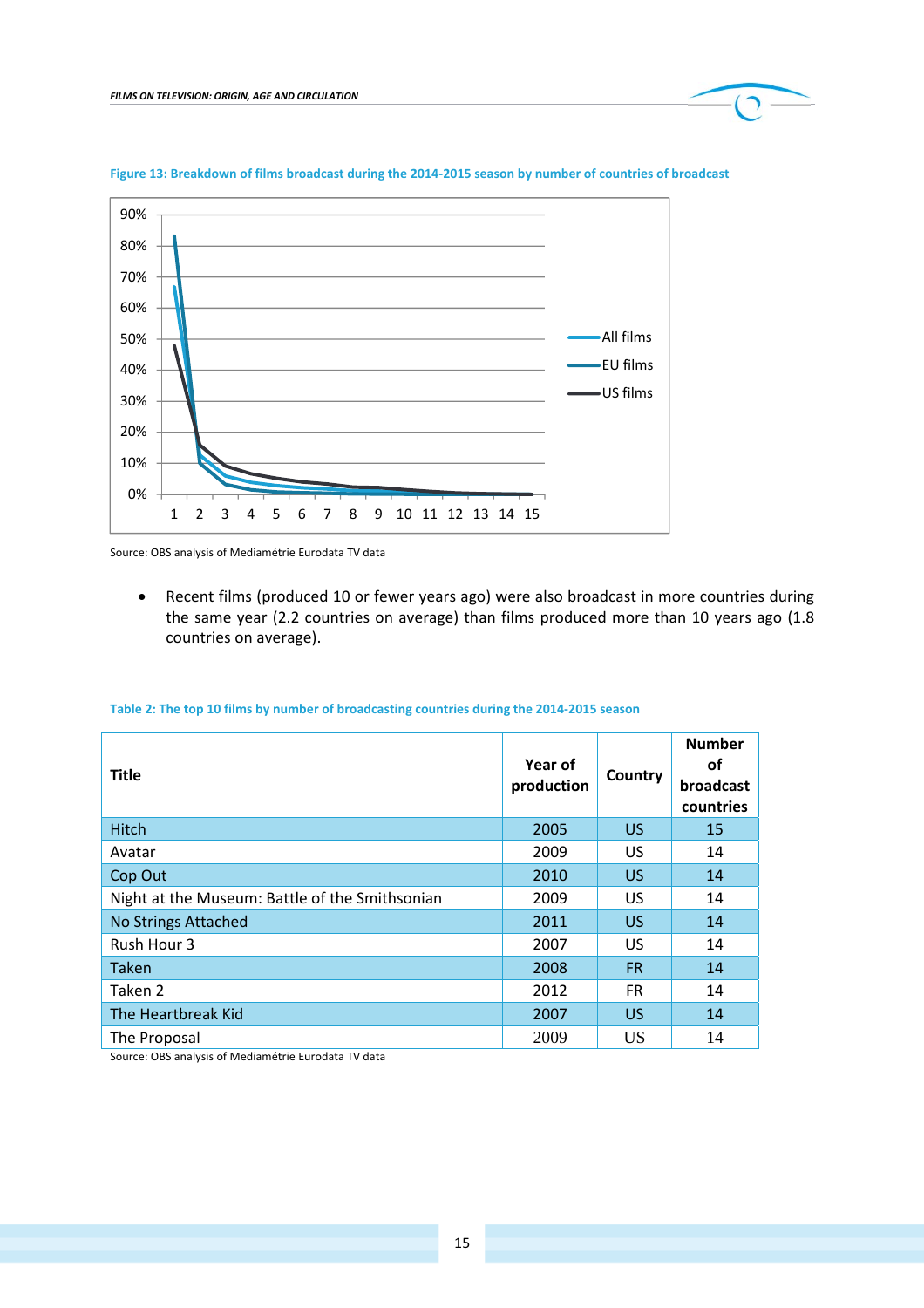**Figure 13: Breakdown of films broadcast during the 2014-2015 season by number of countries of broadcast**

Source: OBS analysis of Mediamétrie Eurodata TV data

- Recent films (produced 10 or fewer years ago) were also broadcast in more countries during the same year (2.2 countries on average) than films produced more than 10 years ago (1.8 countries on average).

**Table 2: The top 10 films by number of broadcasting countries during the 2014-2015 season**

| Title | Year of production | Country | Number of broadcast countries |
|---|---|---|---|
| Hitch | 2005 | US | 15 |
| Avatar | 2009 | US | 14 |
| Cop Out | 2010 | US | 14 |
| Night at the Museum: Battle of the Smithsonian | 2009 | US | 14 |
| No Strings Attached | 2011 | US | 14 |
| Rush Hour 3 | 2007 | US | 14 |
| Taken | 2008 | FR | 14 |
| Taken 2 | 2012 | FR | 14 |
| The Heartbreak Kid | 2007 | US | 14 |
| The Proposal | 2009 | US | 14 |

Source: OBS analysis of Mediamétrie Eurodata TV data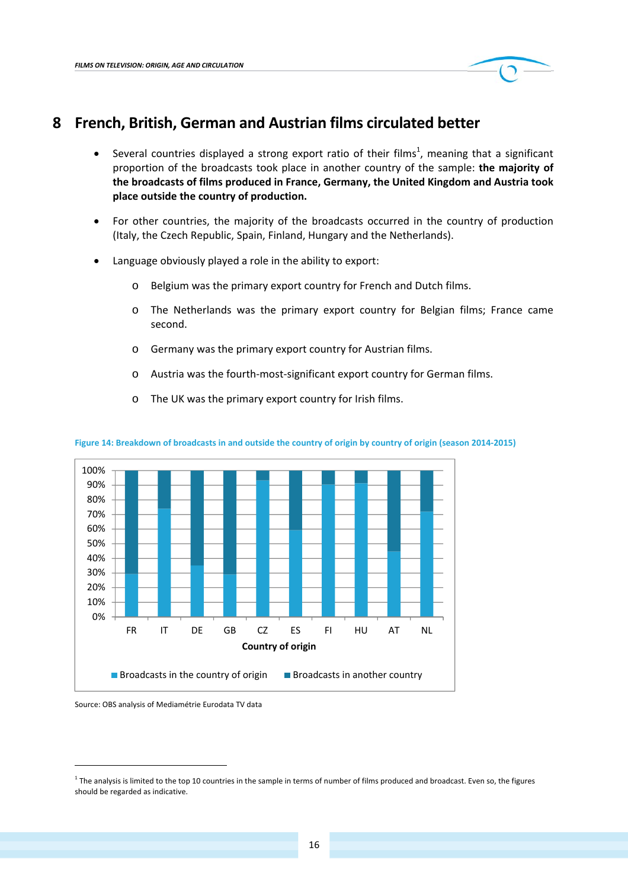## 8 French, British, German and Austrian films circulated better

- Several countries displayed a strong export ratio of their films[1], meaning that a significant proportion of the broadcasts took place in another country of the sample: **the majority of the broadcasts of films produced in France, Germany, the United Kingdom and Austria took place outside the country of production.**
- For other countries, the majority of the broadcasts occurred in the country of production (Italy, the Czech Republic, Spain, Finland, Hungary and the Netherlands).
- Language obviously played a role in the ability to export:
  - Belgium was the primary export country for French and Dutch films.
  - The Netherlands was the primary export country for Belgian films; France came second.
  - Germany was the primary export country for Austrian films.
  - Austria was the fourth-most-significant export country for German films.
  - The UK was the primary export country for Irish films.

**Figure 14: Breakdown of broadcasts in and outside the country of origin by country of origin (season 2014-2015)**

Source: OBS analysis of Mediamétrie Eurodata TV data

[1] The analysis is limited to the top 10 countries in the sample in terms of number of films produced and broadcast. Even so, the figures should be regarded as indicative.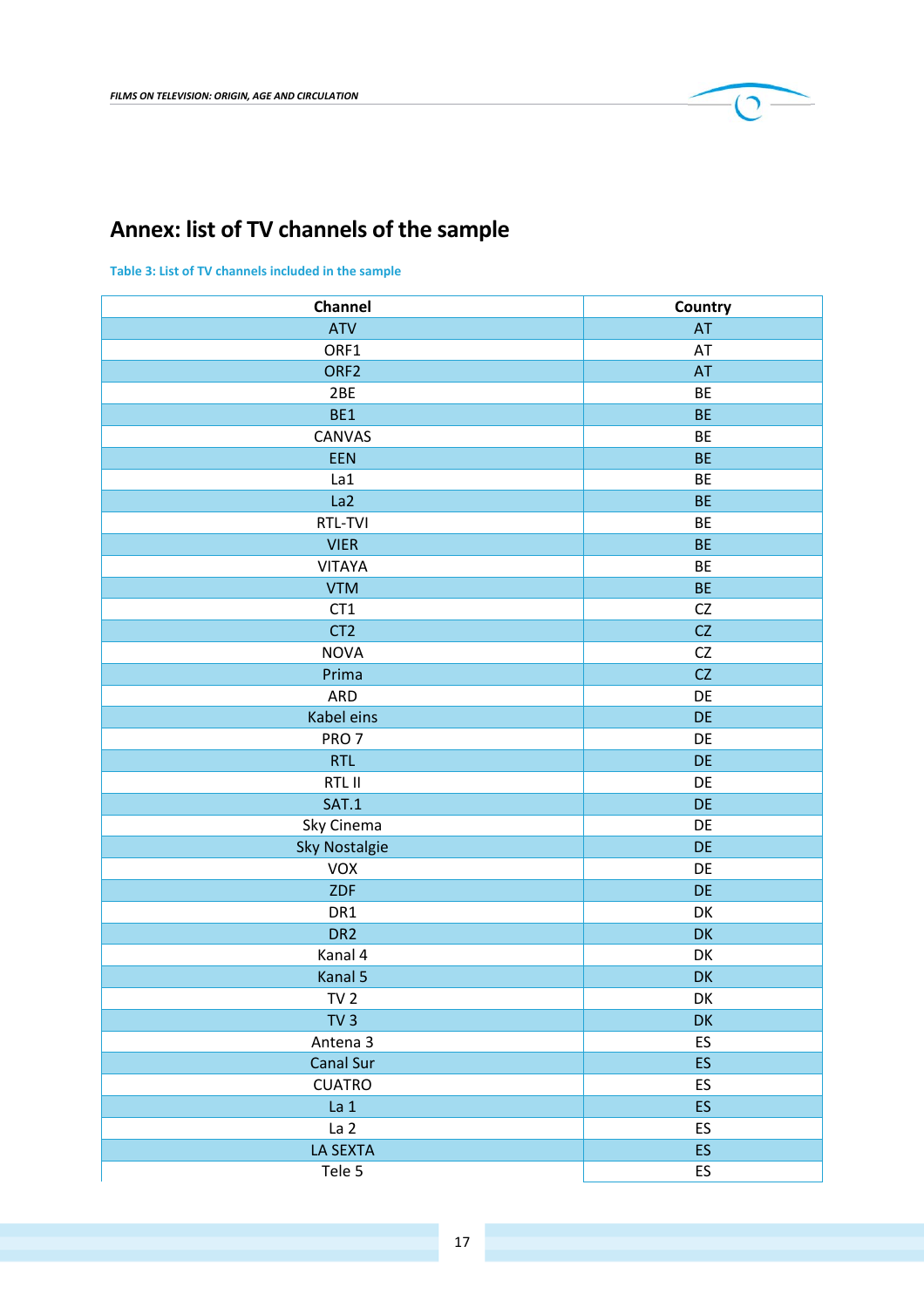## Annex: list of TV channels of the sample

Table 3: List of TV channels included in the sample

| Channel | Country |
|---|---|
| ATV | AT |
| ORF1 | AT |
| ORF2 | AT |
| 2BE | BE |
| BE1 | BE |
| CANVAS | BE |
| EEN | BE |
| La1 | BE |
| La2 | BE |
| RTL-TVI | BE |
| VIER | BE |
| VITAYA | BE |
| VTM | BE |
| CT1 | CZ |
| CT2 | CZ |
| NOVA | CZ |
| Prima | CZ |
| ARD | DE |
| Kabel eins | DE |
| PRO 7 | DE |
| RTL | DE |
| RTL II | DE |
| SAT.1 | DE |
| Sky Cinema | DE |
| Sky Nostalgie | DE |
| VOX | DE |
| ZDF | DE |
| DR1 | DK |
| DR2 | DK |
| Kanal 4 | DK |
| Kanal 5 | DK |
| TV 2 | DK |
| TV 3 | DK |
| Antena 3 | ES |
| Canal Sur | ES |
| CUATRO | ES |
| La 1 | ES |
| La 2 | ES |
| LA SEXTA | ES |
| Tele 5 | ES |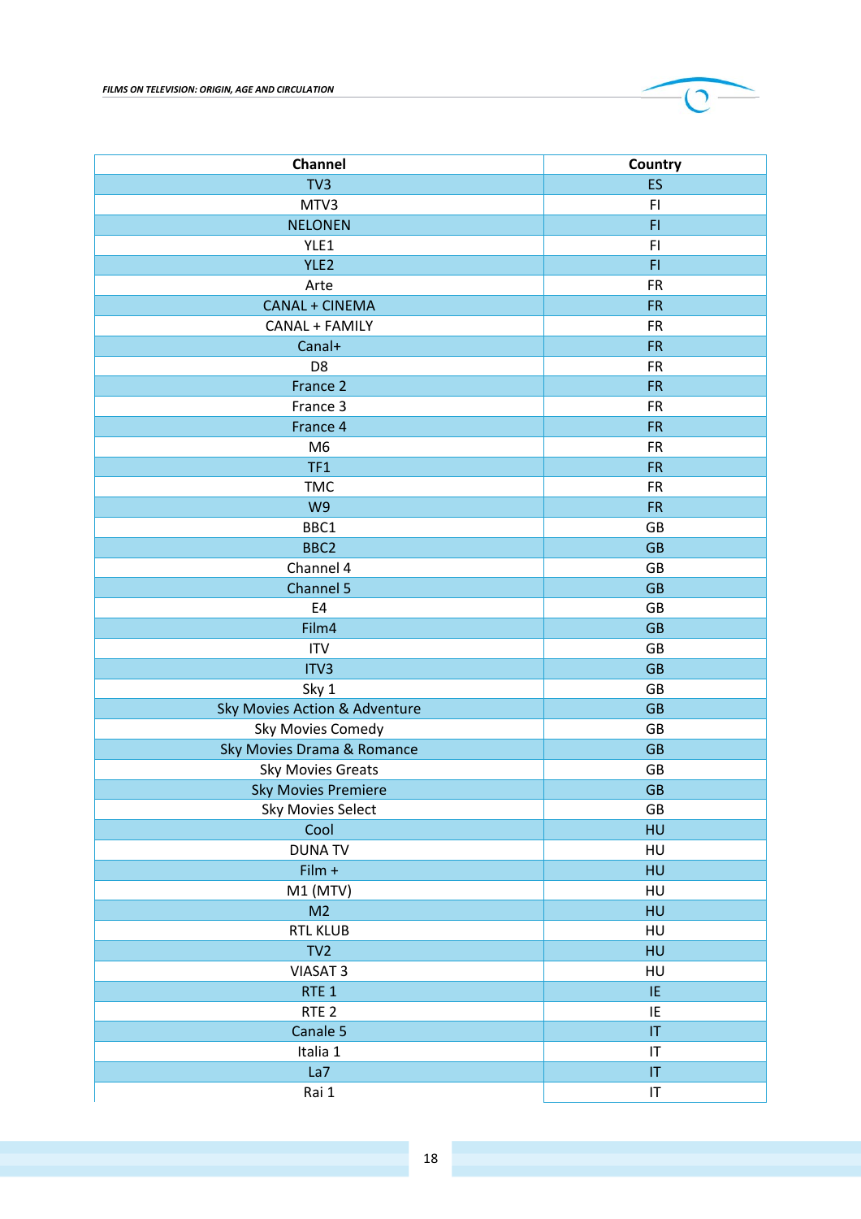| Channel | Country |
|---|---|
| TV3 | ES |
| MTV3 | FI |
| NELONEN | FI |
| YLE1 | FI |
| YLE2 | FI |
| Arte | FR |
| CANAL + CINEMA | FR |
| CANAL + FAMILY | FR |
| Canal+ | FR |
| D8 | FR |
| France 2 | FR |
| France 3 | FR |
| France 4 | FR |
| M6 | FR |
| TF1 | FR |
| TMC | FR |
| W9 | FR |
| BBC1 | GB |
| BBC2 | GB |
| Channel 4 | GB |
| Channel 5 | GB |
| E4 | GB |
| Film4 | GB |
| ITV | GB |
| ITV3 | GB |
| Sky 1 | GB |
| Sky Movies Action & Adventure | GB |
| Sky Movies Comedy | GB |
| Sky Movies Drama & Romance | GB |
| Sky Movies Greats | GB |
| Sky Movies Premiere | GB |
| Sky Movies Select | GB |
| Cool | HU |
| DUNA TV | HU |
| Film + | HU |
| M1 (MTV) | HU |
| M2 | HU |
| RTL KLUB | HU |
| TV2 | HU |
| VIASAT 3 | HU |
| RTE 1 | IE |
| RTE 2 | IE |
| Canale 5 | IT |
| Italia 1 | IT |
| La7 | IT |
| Rai 1 | IT |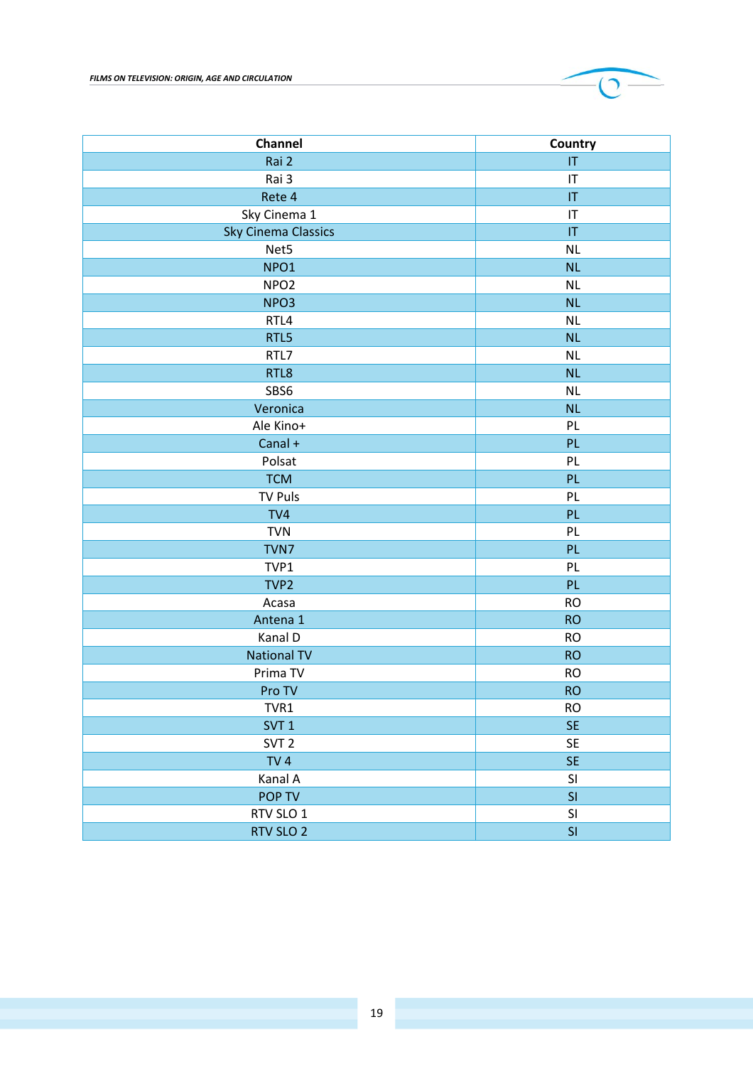| Channel | Country |
|---|---|
| Rai 2 | IT |
| Rai 3 | IT |
| Rete 4 | IT |
| Sky Cinema 1 | IT |
| Sky Cinema Classics | IT |
| Net5 | NL |
| NPO1 | NL |
| NPO2 | NL |
| NPO3 | NL |
| RTL4 | NL |
| RTL5 | NL |
| RTL7 | NL |
| RTL8 | NL |
| SBS6 | NL |
| Veronica | NL |
| Ale Kino+ | PL |
| Canal + | PL |
| Polsat | PL |
| TCM | PL |
| TV Puls | PL |
| TV4 | PL |
| TVN | PL |
| TVN7 | PL |
| TVP1 | PL |
| TVP2 | PL |
| Acasa | RO |
| Antena 1 | RO |
| Kanal D | RO |
| National TV | RO |
| Prima TV | RO |
| Pro TV | RO |
| TVR1 | RO |
| SVT 1 | SE |
| SVT 2 | SE |
| TV 4 | SE |
| Kanal A | SI |
| POP TV | SI |
| RTV SLO 1 | SI |
| RTV SLO 2 | SI |